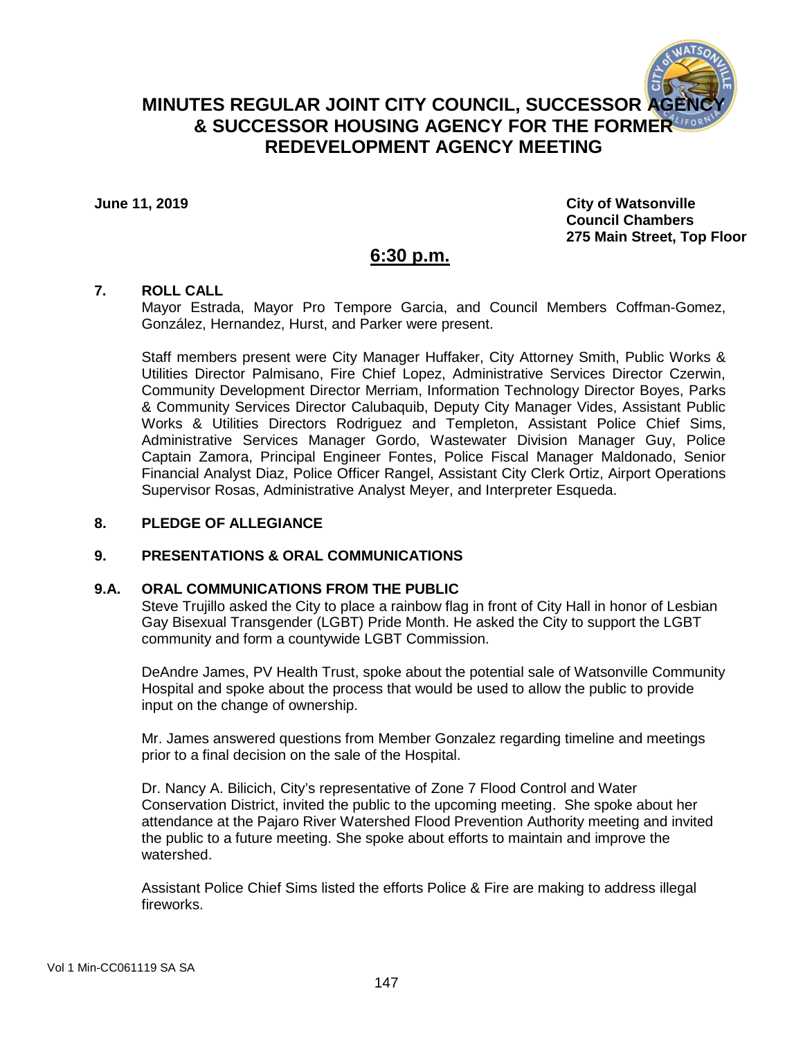# MINUTES REGULAR JOINT CITY COUNCIL, SUCCESSOR AGENCY & SUCCESSOR HOUSING AGENCY FOR THE FORMER REDEVELOPMENT AGENCY MEETING

**June 11, 2019**

**City of Watsonville**
**Council Chambers**
**275 Main Street, Top Floor**

## 6:30 p.m.

### 7. ROLL CALL

Mayor Estrada, Mayor Pro Tempore Garcia, and Council Members Coffman-Gomez, González, Hernandez, Hurst, and Parker were present.

Staff members present were City Manager Huffaker, City Attorney Smith, Public Works & Utilities Director Palmisano, Fire Chief Lopez, Administrative Services Director Czerwin, Community Development Director Merriam, Information Technology Director Boyes, Parks & Community Services Director Calubaquib, Deputy City Manager Vides, Assistant Public Works & Utilities Directors Rodriguez and Templeton, Assistant Police Chief Sims, Administrative Services Manager Gordo, Wastewater Division Manager Guy, Police Captain Zamora, Principal Engineer Fontes, Police Fiscal Manager Maldonado, Senior Financial Analyst Diaz, Police Officer Rangel, Assistant City Clerk Ortiz, Airport Operations Supervisor Rosas, Administrative Analyst Meyer, and Interpreter Esqueda.

### 8. PLEDGE OF ALLEGIANCE

### 9. PRESENTATIONS & ORAL COMMUNICATIONS

### 9.A. ORAL COMMUNICATIONS FROM THE PUBLIC

Steve Trujillo asked the City to place a rainbow flag in front of City Hall in honor of Lesbian Gay Bisexual Transgender (LGBT) Pride Month. He asked the City to support the LGBT community and form a countywide LGBT Commission.

DeAndre James, PV Health Trust, spoke about the potential sale of Watsonville Community Hospital and spoke about the process that would be used to allow the public to provide input on the change of ownership.

Mr. James answered questions from Member Gonzalez regarding timeline and meetings prior to a final decision on the sale of the Hospital.

Dr. Nancy A. Bilicich, City's representative of Zone 7 Flood Control and Water Conservation District, invited the public to the upcoming meeting. She spoke about her attendance at the Pajaro River Watershed Flood Prevention Authority meeting and invited the public to a future meeting. She spoke about efforts to maintain and improve the watershed.

Assistant Police Chief Sims listed the efforts Police & Fire are making to address illegal fireworks.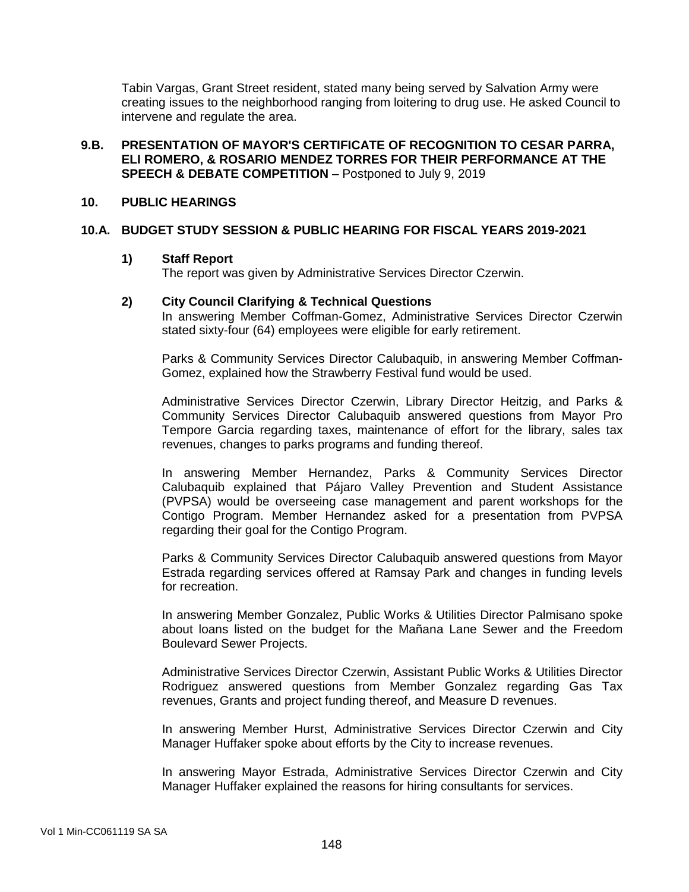Tabin Vargas, Grant Street resident, stated many being served by Salvation Army were creating issues to the neighborhood ranging from loitering to drug use. He asked Council to intervene and regulate the area.

**9.B. PRESENTATION OF MAYOR'S CERTIFICATE OF RECOGNITION TO CESAR PARRA, ELI ROMERO, & ROSARIO MENDEZ TORRES FOR THEIR PERFORMANCE AT THE SPEECH & DEBATE COMPETITION** – Postponed to July 9, 2019

**10. PUBLIC HEARINGS**

**10.A. BUDGET STUDY SESSION & PUBLIC HEARING FOR FISCAL YEARS 2019-2021**

**1) Staff Report**

The report was given by Administrative Services Director Czerwin.

**2) City Council Clarifying & Technical Questions**

In answering Member Coffman-Gomez, Administrative Services Director Czerwin stated sixty-four (64) employees were eligible for early retirement.

Parks & Community Services Director Calubaquib, in answering Member Coffman-Gomez, explained how the Strawberry Festival fund would be used.

Administrative Services Director Czerwin, Library Director Heitzig, and Parks & Community Services Director Calubaquib answered questions from Mayor Pro Tempore Garcia regarding taxes, maintenance of effort for the library, sales tax revenues, changes to parks programs and funding thereof.

In answering Member Hernandez, Parks & Community Services Director Calubaquib explained that Pájaro Valley Prevention and Student Assistance (PVPSA) would be overseeing case management and parent workshops for the Contigo Program. Member Hernandez asked for a presentation from PVPSA regarding their goal for the Contigo Program.

Parks & Community Services Director Calubaquib answered questions from Mayor Estrada regarding services offered at Ramsay Park and changes in funding levels for recreation.

In answering Member Gonzalez, Public Works & Utilities Director Palmisano spoke about loans listed on the budget for the Mañana Lane Sewer and the Freedom Boulevard Sewer Projects.

Administrative Services Director Czerwin, Assistant Public Works & Utilities Director Rodriguez answered questions from Member Gonzalez regarding Gas Tax revenues, Grants and project funding thereof, and Measure D revenues.

In answering Member Hurst, Administrative Services Director Czerwin and City Manager Huffaker spoke about efforts by the City to increase revenues.

In answering Mayor Estrada, Administrative Services Director Czerwin and City Manager Huffaker explained the reasons for hiring consultants for services.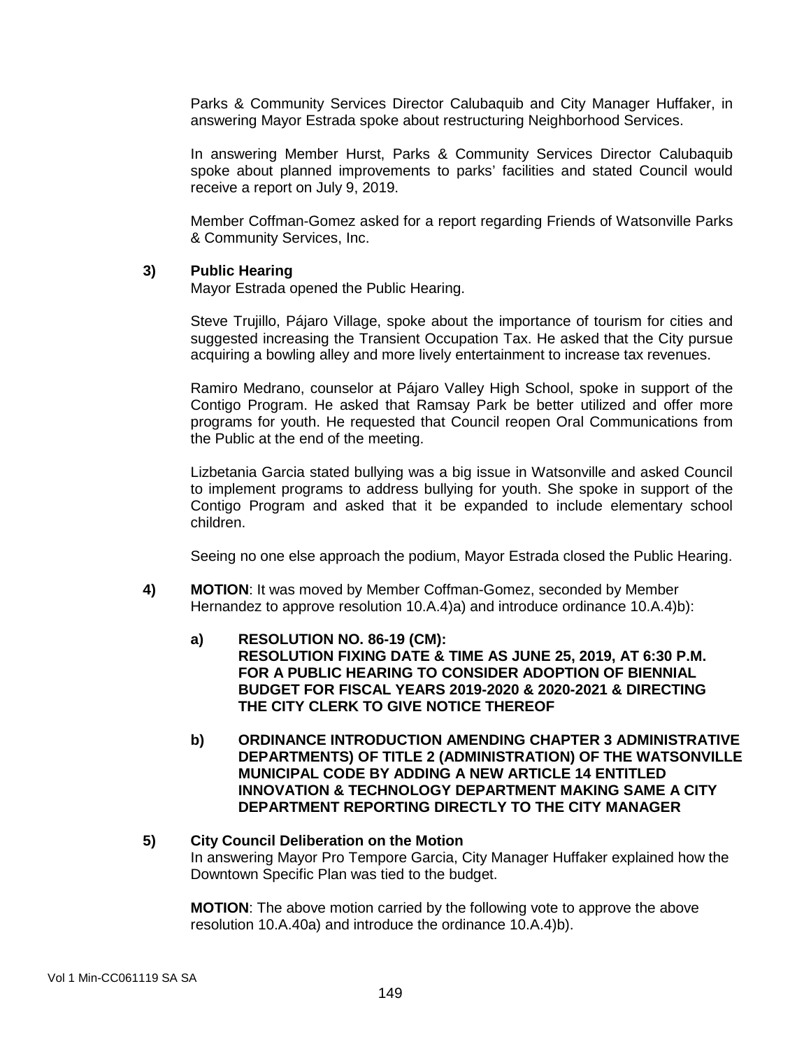Parks & Community Services Director Calubaquib and City Manager Huffaker, in answering Mayor Estrada spoke about restructuring Neighborhood Services.

In answering Member Hurst, Parks & Community Services Director Calubaquib spoke about planned improvements to parks' facilities and stated Council would receive a report on July 9, 2019.

Member Coffman-Gomez asked for a report regarding Friends of Watsonville Parks & Community Services, Inc.

**3) Public Hearing**

Mayor Estrada opened the Public Hearing.

Steve Trujillo, Pájaro Village, spoke about the importance of tourism for cities and suggested increasing the Transient Occupation Tax. He asked that the City pursue acquiring a bowling alley and more lively entertainment to increase tax revenues.

Ramiro Medrano, counselor at Pájaro Valley High School, spoke in support of the Contigo Program. He asked that Ramsay Park be better utilized and offer more programs for youth. He requested that Council reopen Oral Communications from the Public at the end of the meeting.

Lizbetania Garcia stated bullying was a big issue in Watsonville and asked Council to implement programs to address bullying for youth. She spoke in support of the Contigo Program and asked that it be expanded to include elementary school children.

Seeing no one else approach the podium, Mayor Estrada closed the Public Hearing.

**4) MOTION**: It was moved by Member Coffman-Gomez, seconded by Member Hernandez to approve resolution 10.A.4)a) and introduce ordinance 10.A.4)b):

**a) RESOLUTION NO. 86-19 (CM): RESOLUTION FIXING DATE & TIME AS JUNE 25, 2019, AT 6:30 P.M. FOR A PUBLIC HEARING TO CONSIDER ADOPTION OF BIENNIAL BUDGET FOR FISCAL YEARS 2019-2020 & 2020-2021 & DIRECTING THE CITY CLERK TO GIVE NOTICE THEREOF**

**b) ORDINANCE INTRODUCTION AMENDING CHAPTER 3 ADMINISTRATIVE DEPARTMENTS) OF TITLE 2 (ADMINISTRATION) OF THE WATSONVILLE MUNICIPAL CODE BY ADDING A NEW ARTICLE 14 ENTITLED INNOVATION & TECHNOLOGY DEPARTMENT MAKING SAME A CITY DEPARTMENT REPORTING DIRECTLY TO THE CITY MANAGER**

**5) City Council Deliberation on the Motion**

In answering Mayor Pro Tempore Garcia, City Manager Huffaker explained how the Downtown Specific Plan was tied to the budget.

**MOTION**: The above motion carried by the following vote to approve the above resolution 10.A.40a) and introduce the ordinance 10.A.4)b).

Vol 1 Min-CC061119 SA SA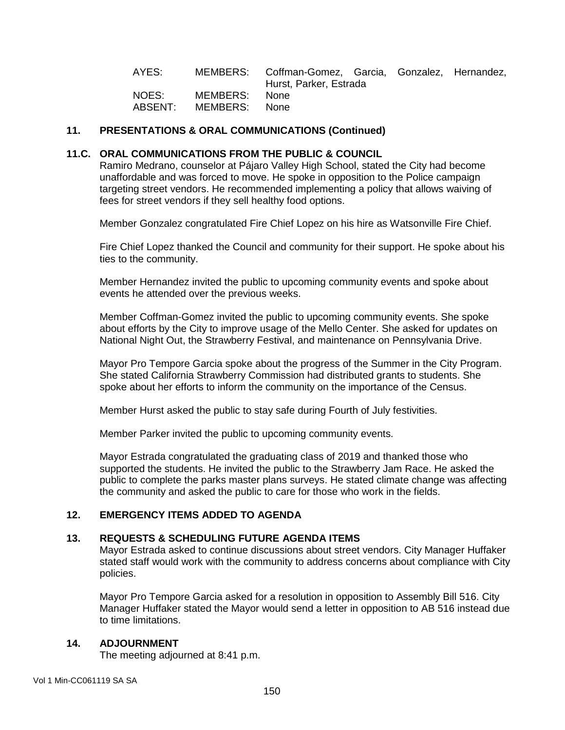| AYES: | MEMBERS: | Coffman-Gomez, Garcia, Gonzalez, Hernandez, Hurst, Parker, Estrada |
| --- | --- | --- |
| NOES: | MEMBERS: | None |
| ABSENT: | MEMBERS: | None |

## 11. PRESENTATIONS & ORAL COMMUNICATIONS (Continued)

### 11.C. ORAL COMMUNICATIONS FROM THE PUBLIC & COUNCIL

Ramiro Medrano, counselor at Pájaro Valley High School, stated the City had become unaffordable and was forced to move. He spoke in opposition to the Police campaign targeting street vendors. He recommended implementing a policy that allows waiving of fees for street vendors if they sell healthy food options.

Member Gonzalez congratulated Fire Chief Lopez on his hire as Watsonville Fire Chief.

Fire Chief Lopez thanked the Council and community for their support. He spoke about his ties to the community.

Member Hernandez invited the public to upcoming community events and spoke about events he attended over the previous weeks.

Member Coffman-Gomez invited the public to upcoming community events. She spoke about efforts by the City to improve usage of the Mello Center. She asked for updates on National Night Out, the Strawberry Festival, and maintenance on Pennsylvania Drive.

Mayor Pro Tempore Garcia spoke about the progress of the Summer in the City Program. She stated California Strawberry Commission had distributed grants to students. She spoke about her efforts to inform the community on the importance of the Census.

Member Hurst asked the public to stay safe during Fourth of July festivities.

Member Parker invited the public to upcoming community events.

Mayor Estrada congratulated the graduating class of 2019 and thanked those who supported the students. He invited the public to the Strawberry Jam Race. He asked the public to complete the parks master plans surveys. He stated climate change was affecting the community and asked the public to care for those who work in the fields.

## 12. EMERGENCY ITEMS ADDED TO AGENDA

## 13. REQUESTS & SCHEDULING FUTURE AGENDA ITEMS

Mayor Estrada asked to continue discussions about street vendors. City Manager Huffaker stated staff would work with the community to address concerns about compliance with City policies.

Mayor Pro Tempore Garcia asked for a resolution in opposition to Assembly Bill 516. City Manager Huffaker stated the Mayor would send a letter in opposition to AB 516 instead due to time limitations.

## 14. ADJOURNMENT

The meeting adjourned at 8:41 p.m.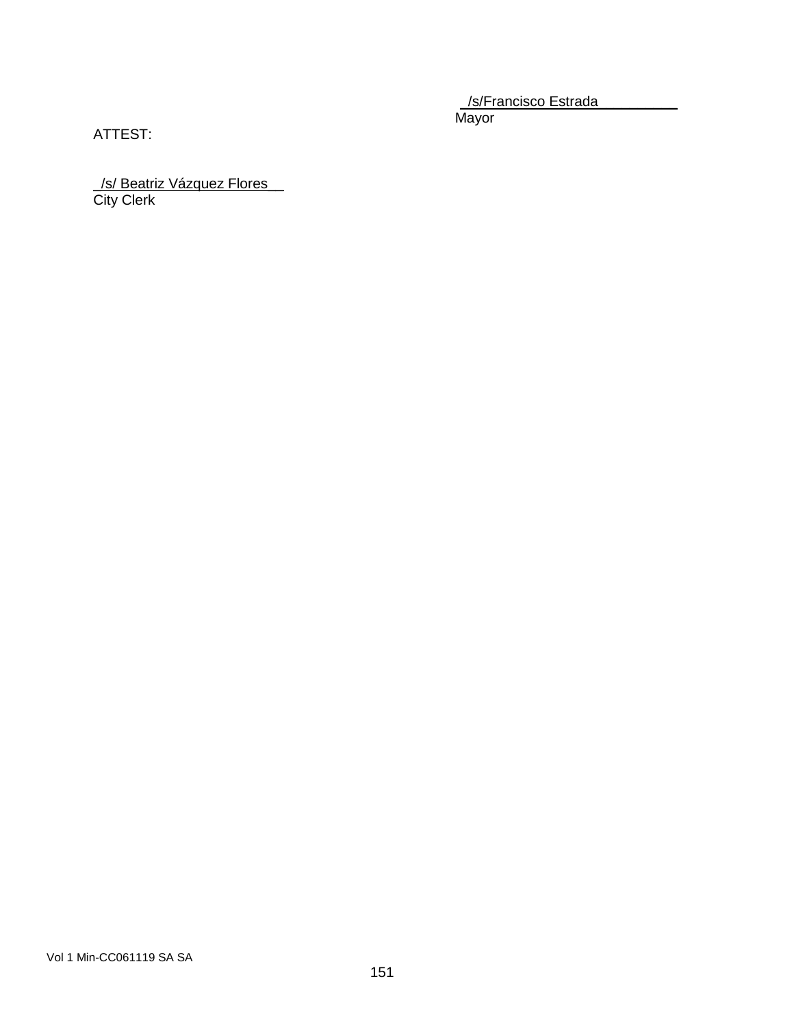/s/Francisco Estrada
Mayor

ATTEST:

/s/ Beatriz Vázquez Flores
City Clerk